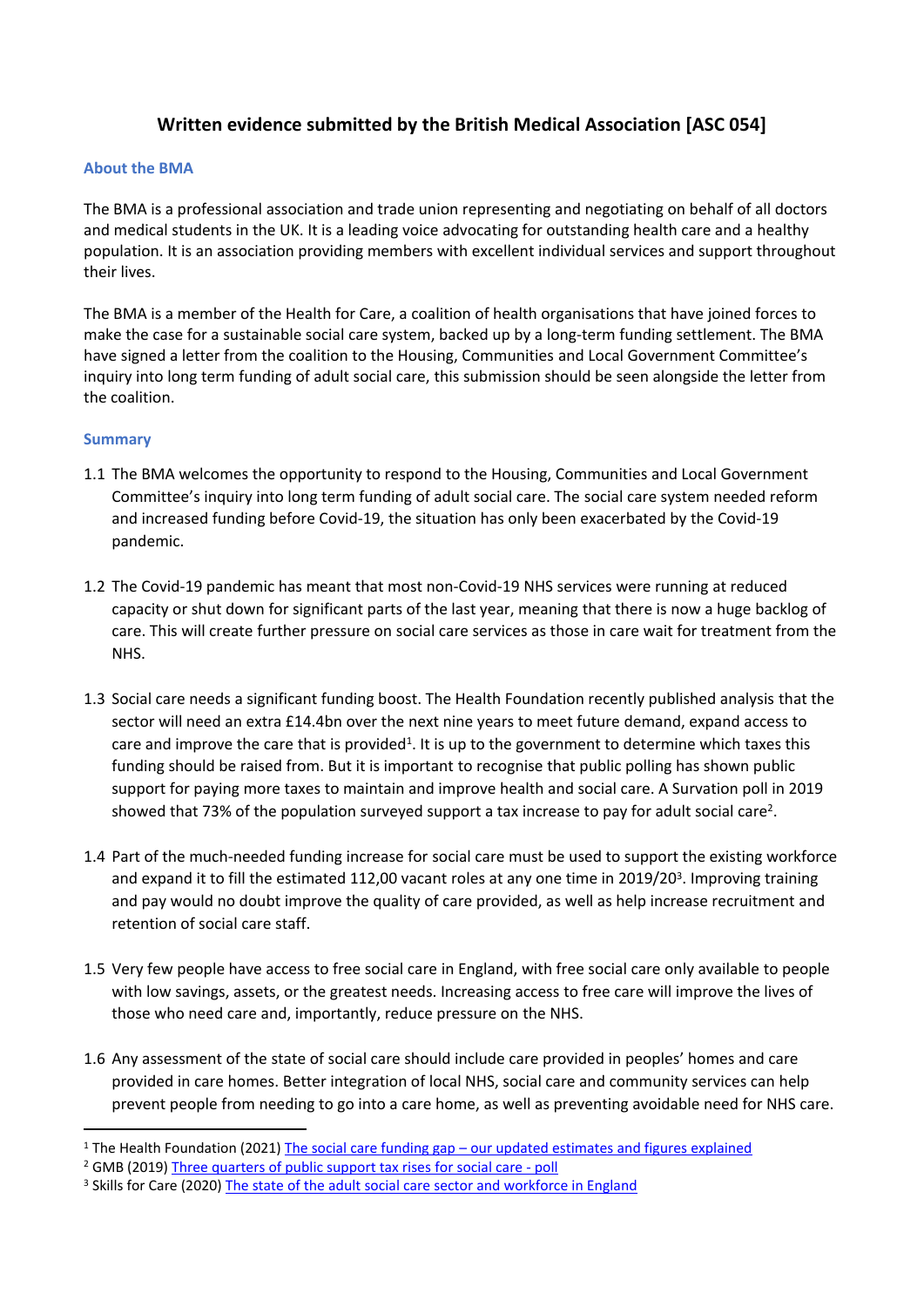# Written evidence submitted by the British Medical Association [ASC 054]

## About the BMA

The BMA is a professional association and trade union representing and negotiating on behalf of all doctors and medical students in the UK. It is a leading voice advocating for outstanding health care and a healthy population. It is an association providing members with excellent individual services and support throughout their lives.

The BMA is a member of the Health for Care, a coalition of health organisations that have joined forces to make the case for a sustainable social care system, backed up by a long-term funding settlement. The BMA have signed a letter from the coalition to the Housing, Communities and Local Government Committee's inquiry into long term funding of adult social care, this submission should be seen alongside the letter from the coalition.

## Summary

1.1 The BMA welcomes the opportunity to respond to the Housing, Communities and Local Government Committee's inquiry into long term funding of adult social care. The social care system needed reform and increased funding before Covid-19, the situation has only been exacerbated by the Covid-19 pandemic.

1.2 The Covid-19 pandemic has meant that most non-Covid-19 NHS services were running at reduced capacity or shut down for significant parts of the last year, meaning that there is now a huge backlog of care. This will create further pressure on social care services as those in care wait for treatment from the NHS.

1.3 Social care needs a significant funding boost. The Health Foundation recently published analysis that the sector will need an extra £14.4bn over the next nine years to meet future demand, expand access to care and improve the care that is provided[1]. It is up to the government to determine which taxes this funding should be raised from. But it is important to recognise that public polling has shown public support for paying more taxes to maintain and improve health and social care. A Survation poll in 2019 showed that 73% of the population surveyed support a tax increase to pay for adult social care[2].

1.4 Part of the much-needed funding increase for social care must be used to support the existing workforce and expand it to fill the estimated 112,00 vacant roles at any one time in 2019/20[3]. Improving training and pay would no doubt improve the quality of care provided, as well as help increase recruitment and retention of social care staff.

1.5 Very few people have access to free social care in England, with free social care only available to people with low savings, assets, or the greatest needs. Increasing access to free care will improve the lives of those who need care and, importantly, reduce pressure on the NHS.

1.6 Any assessment of the state of social care should include care provided in peoples' homes and care provided in care homes. Better integration of local NHS, social care and community services can help prevent people from needing to go into a care home, as well as preventing avoidable need for NHS care.

---

[1] The Health Foundation (2021) The social care funding gap – our updated estimates and figures explained

[2] GMB (2019) Three quarters of public support tax rises for social care - poll

[3] Skills for Care (2020) The state of the adult social care sector and workforce in England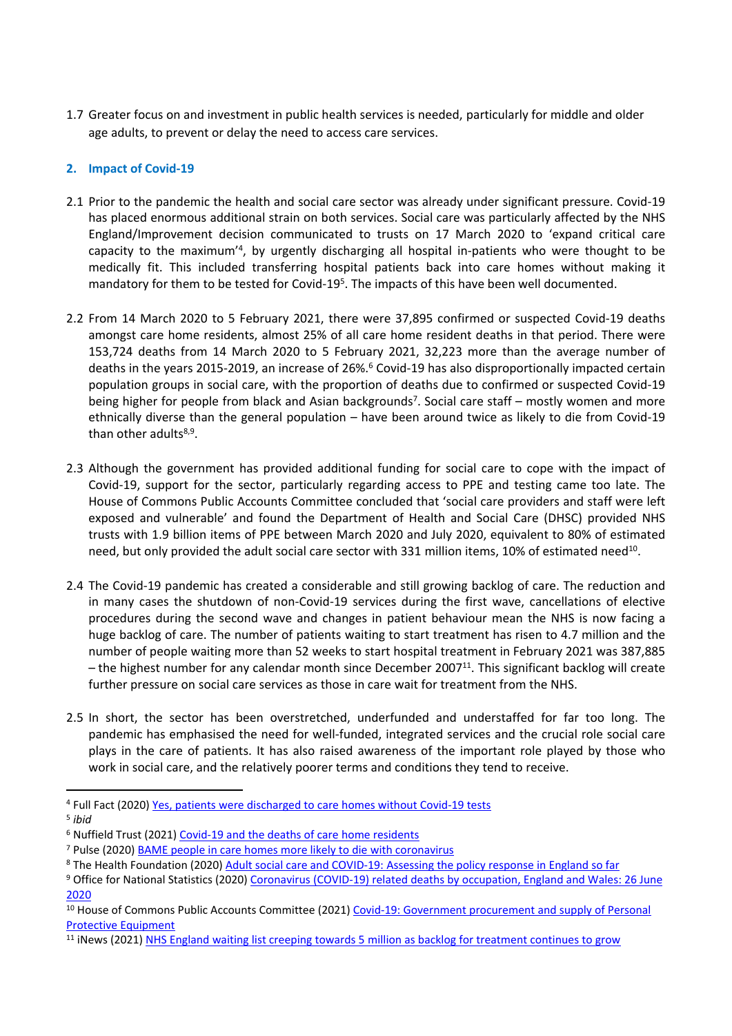1.7 Greater focus on and investment in public health services is needed, particularly for middle and older age adults, to prevent or delay the need to access care services.

## 2. Impact of Covid-19

2.1 Prior to the pandemic the health and social care sector was already under significant pressure. Covid-19 has placed enormous additional strain on both services. Social care was particularly affected by the NHS England/Improvement decision communicated to trusts on 17 March 2020 to 'expand critical care capacity to the maximum'[4], by urgently discharging all hospital in-patients who were thought to be medically fit. This included transferring hospital patients back into care homes without making it mandatory for them to be tested for Covid-19[5]. The impacts of this have been well documented.

2.2 From 14 March 2020 to 5 February 2021, there were 37,895 confirmed or suspected Covid-19 deaths amongst care home residents, almost 25% of all care home resident deaths in that period. There were 153,724 deaths from 14 March 2020 to 5 February 2021, 32,223 more than the average number of deaths in the years 2015-2019, an increase of 26%.[6] Covid-19 has also disproportionally impacted certain population groups in social care, with the proportion of deaths due to confirmed or suspected Covid-19 being higher for people from black and Asian backgrounds[7]. Social care staff – mostly women and more ethnically diverse than the general population – have been around twice as likely to die from Covid-19 than other adults[8,9].

2.3 Although the government has provided additional funding for social care to cope with the impact of Covid-19, support for the sector, particularly regarding access to PPE and testing came too late. The House of Commons Public Accounts Committee concluded that 'social care providers and staff were left exposed and vulnerable' and found the Department of Health and Social Care (DHSC) provided NHS trusts with 1.9 billion items of PPE between March 2020 and July 2020, equivalent to 80% of estimated need, but only provided the adult social care sector with 331 million items, 10% of estimated need[10].

2.4 The Covid-19 pandemic has created a considerable and still growing backlog of care. The reduction and in many cases the shutdown of non-Covid-19 services during the first wave, cancellations of elective procedures during the second wave and changes in patient behaviour mean the NHS is now facing a huge backlog of care. The number of patients waiting to start treatment has risen to 4.7 million and the number of people waiting more than 52 weeks to start hospital treatment in February 2021 was 387,885 – the highest number for any calendar month since December 2007[11]. This significant backlog will create further pressure on social care services as those in care wait for treatment from the NHS.

2.5 In short, the sector has been overstretched, underfunded and understaffed for far too long. The pandemic has emphasised the need for well-funded, integrated services and the crucial role social care plays in the care of patients. It has also raised awareness of the important role played by those who work in social care, and the relatively poorer terms and conditions they tend to receive.

---

[4] Full Fact (2020) Yes, patients were discharged to care homes without Covid-19 tests

[5] *ibid*

[6] Nuffield Trust (2021) Covid-19 and the deaths of care home residents

[7] Pulse (2020) BAME people in care homes more likely to die with coronavirus

[8] The Health Foundation (2020) Adult social care and COVID-19: Assessing the policy response in England so far

[9] Office for National Statistics (2020) Coronavirus (COVID-19) related deaths by occupation, England and Wales: 26 June 2020

[10] House of Commons Public Accounts Committee (2021) Covid-19: Government procurement and supply of Personal Protective Equipment

[11] iNews (2021) NHS England waiting list creeping towards 5 million as backlog for treatment continues to grow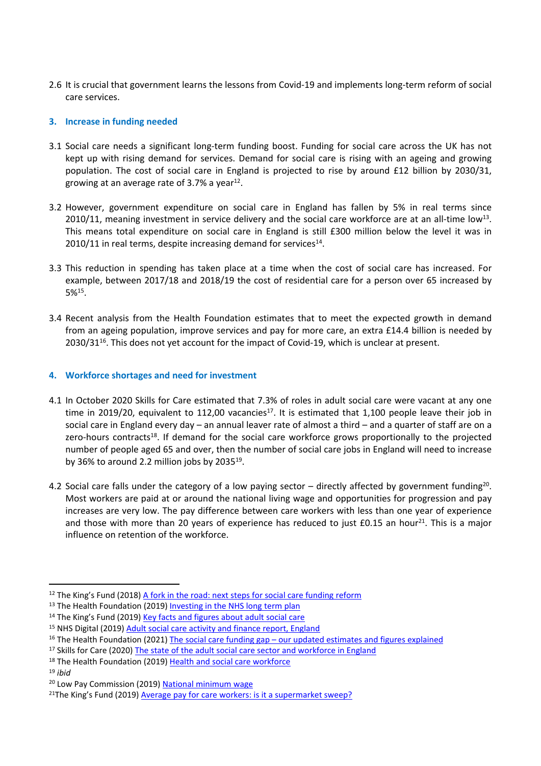2.6 It is crucial that government learns the lessons from Covid-19 and implements long-term reform of social care services.

## 3. Increase in funding needed

3.1 Social care needs a significant long-term funding boost. Funding for social care across the UK has not kept up with rising demand for services. Demand for social care is rising with an ageing and growing population. The cost of social care in England is projected to rise by around £12 billion by 2030/31, growing at an average rate of 3.7% a year[12].

3.2 However, government expenditure on social care in England has fallen by 5% in real terms since 2010/11, meaning investment in service delivery and the social care workforce are at an all-time low[13]. This means total expenditure on social care in England is still £300 million below the level it was in 2010/11 in real terms, despite increasing demand for services[14].

3.3 This reduction in spending has taken place at a time when the cost of social care has increased. For example, between 2017/18 and 2018/19 the cost of residential care for a person over 65 increased by 5%[15].

3.4 Recent analysis from the Health Foundation estimates that to meet the expected growth in demand from an ageing population, improve services and pay for more care, an extra £14.4 billion is needed by 2030/31[16]. This does not yet account for the impact of Covid-19, which is unclear at present.

## 4. Workforce shortages and need for investment

4.1 In October 2020 Skills for Care estimated that 7.3% of roles in adult social care were vacant at any one time in 2019/20, equivalent to 112,00 vacancies[17]. It is estimated that 1,100 people leave their job in social care in England every day – an annual leaver rate of almost a third – and a quarter of staff are on a zero-hours contracts[18]. If demand for the social care workforce grows proportionally to the projected number of people aged 65 and over, then the number of social care jobs in England will need to increase by 36% to around 2.2 million jobs by 2035[19].

4.2 Social care falls under the category of a low paying sector – directly affected by government funding[20]. Most workers are paid at or around the national living wage and opportunities for progression and pay increases are very low. The pay difference between care workers with less than one year of experience and those with more than 20 years of experience has reduced to just £0.15 an hour[21]. This is a major influence on retention of the workforce.

---

[12] The King's Fund (2018) A fork in the road: next steps for social care funding reform

[13] The Health Foundation (2019) Investing in the NHS long term plan

[14] The King's Fund (2019) Key facts and figures about adult social care

[15] NHS Digital (2019) Adult social care activity and finance report, England

[16] The Health Foundation (2021) The social care funding gap – our updated estimates and figures explained

[17] Skills for Care (2020) The state of the adult social care sector and workforce in England

[18] The Health Foundation (2019) Health and social care workforce

[19] *ibid*

[20] Low Pay Commission (2019) National minimum wage

[21] The King's Fund (2019) Average pay for care workers: is it a supermarket sweep?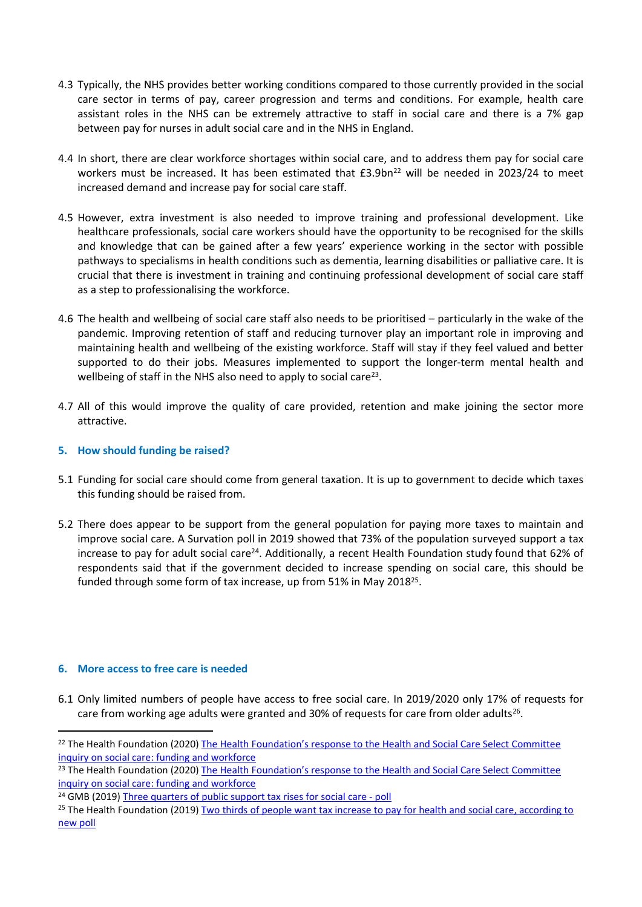4.3 Typically, the NHS provides better working conditions compared to those currently provided in the social care sector in terms of pay, career progression and terms and conditions. For example, health care assistant roles in the NHS can be extremely attractive to staff in social care and there is a 7% gap between pay for nurses in adult social care and in the NHS in England.

4.4 In short, there are clear workforce shortages within social care, and to address them pay for social care workers must be increased. It has been estimated that £3.9bn[22] will be needed in 2023/24 to meet increased demand and increase pay for social care staff.

4.5 However, extra investment is also needed to improve training and professional development. Like healthcare professionals, social care workers should have the opportunity to be recognised for the skills and knowledge that can be gained after a few years' experience working in the sector with possible pathways to specialisms in health conditions such as dementia, learning disabilities or palliative care. It is crucial that there is investment in training and continuing professional development of social care staff as a step to professionalising the workforce.

4.6 The health and wellbeing of social care staff also needs to be prioritised – particularly in the wake of the pandemic. Improving retention of staff and reducing turnover play an important role in improving and maintaining health and wellbeing of the existing workforce. Staff will stay if they feel valued and better supported to do their jobs. Measures implemented to support the longer-term mental health and wellbeing of staff in the NHS also need to apply to social care[23].

4.7 All of this would improve the quality of care provided, retention and make joining the sector more attractive.

## 5. How should funding be raised?

5.1 Funding for social care should come from general taxation. It is up to government to decide which taxes this funding should be raised from.

5.2 There does appear to be support from the general population for paying more taxes to maintain and improve social care. A Survation poll in 2019 showed that 73% of the population surveyed support a tax increase to pay for adult social care[24]. Additionally, a recent Health Foundation study found that 62% of respondents said that if the government decided to increase spending on social care, this should be funded through some form of tax increase, up from 51% in May 2018[25].

## 6. More access to free care is needed

6.1 Only limited numbers of people have access to free social care. In 2019/2020 only 17% of requests for care from working age adults were granted and 30% of requests for care from older adults[26].

---

[22] The Health Foundation (2020) The Health Foundation's response to the Health and Social Care Select Committee inquiry on social care: funding and workforce

[23] The Health Foundation (2020) The Health Foundation's response to the Health and Social Care Select Committee inquiry on social care: funding and workforce

[24] GMB (2019) Three quarters of public support tax rises for social care - poll

[25] The Health Foundation (2019) Two thirds of people want tax increase to pay for health and social care, according to new poll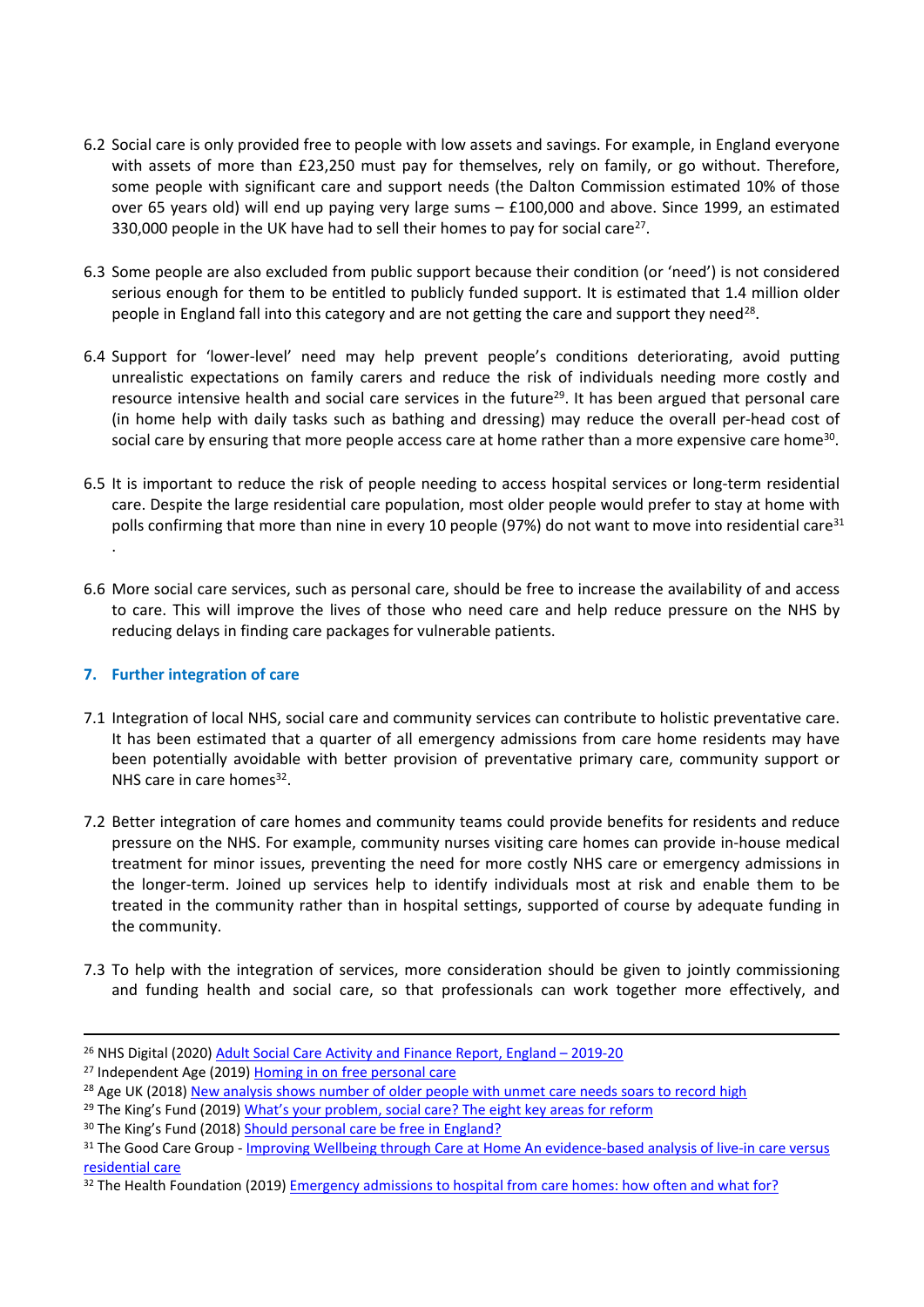6.2 Social care is only provided free to people with low assets and savings. For example, in England everyone with assets of more than £23,250 must pay for themselves, rely on family, or go without. Therefore, some people with significant care and support needs (the Dalton Commission estimated 10% of those over 65 years old) will end up paying very large sums – £100,000 and above. Since 1999, an estimated 330,000 people in the UK have had to sell their homes to pay for social care[27].

6.3 Some people are also excluded from public support because their condition (or 'need') is not considered serious enough for them to be entitled to publicly funded support. It is estimated that 1.4 million older people in England fall into this category and are not getting the care and support they need[28].

6.4 Support for 'lower-level' need may help prevent people's conditions deteriorating, avoid putting unrealistic expectations on family carers and reduce the risk of individuals needing more costly and resource intensive health and social care services in the future[29]. It has been argued that personal care (in home help with daily tasks such as bathing and dressing) may reduce the overall per-head cost of social care by ensuring that more people access care at home rather than a more expensive care home[30].

6.5 It is important to reduce the risk of people needing to access hospital services or long-term residential care. Despite the large residential care population, most older people would prefer to stay at home with polls confirming that more than nine in every 10 people (97%) do not want to move into residential care[31].

6.6 More social care services, such as personal care, should be free to increase the availability of and access to care. This will improve the lives of those who need care and help reduce pressure on the NHS by reducing delays in finding care packages for vulnerable patients.

## 7. Further integration of care

7.1 Integration of local NHS, social care and community services can contribute to holistic preventative care. It has been estimated that a quarter of all emergency admissions from care home residents may have been potentially avoidable with better provision of preventative primary care, community support or NHS care in care homes[32].

7.2 Better integration of care homes and community teams could provide benefits for residents and reduce pressure on the NHS. For example, community nurses visiting care homes can provide in-house medical treatment for minor issues, preventing the need for more costly NHS care or emergency admissions in the longer-term. Joined up services help to identify individuals most at risk and enable them to be treated in the community rather than in hospital settings, supported of course by adequate funding in the community.

7.3 To help with the integration of services, more consideration should be given to jointly commissioning and funding health and social care, so that professionals can work together more effectively, and

---

[26] NHS Digital (2020) Adult Social Care Activity and Finance Report, England – 2019-20

[27] Independent Age (2019) Homing in on free personal care

[28] Age UK (2018) New analysis shows number of older people with unmet care needs soars to record high

[29] The King's Fund (2019) What's your problem, social care? The eight key areas for reform

[30] The King's Fund (2018) Should personal care be free in England?

[31] The Good Care Group - Improving Wellbeing through Care at Home An evidence-based analysis of live-in care versus residential care

[32] The Health Foundation (2019) Emergency admissions to hospital from care homes: how often and what for?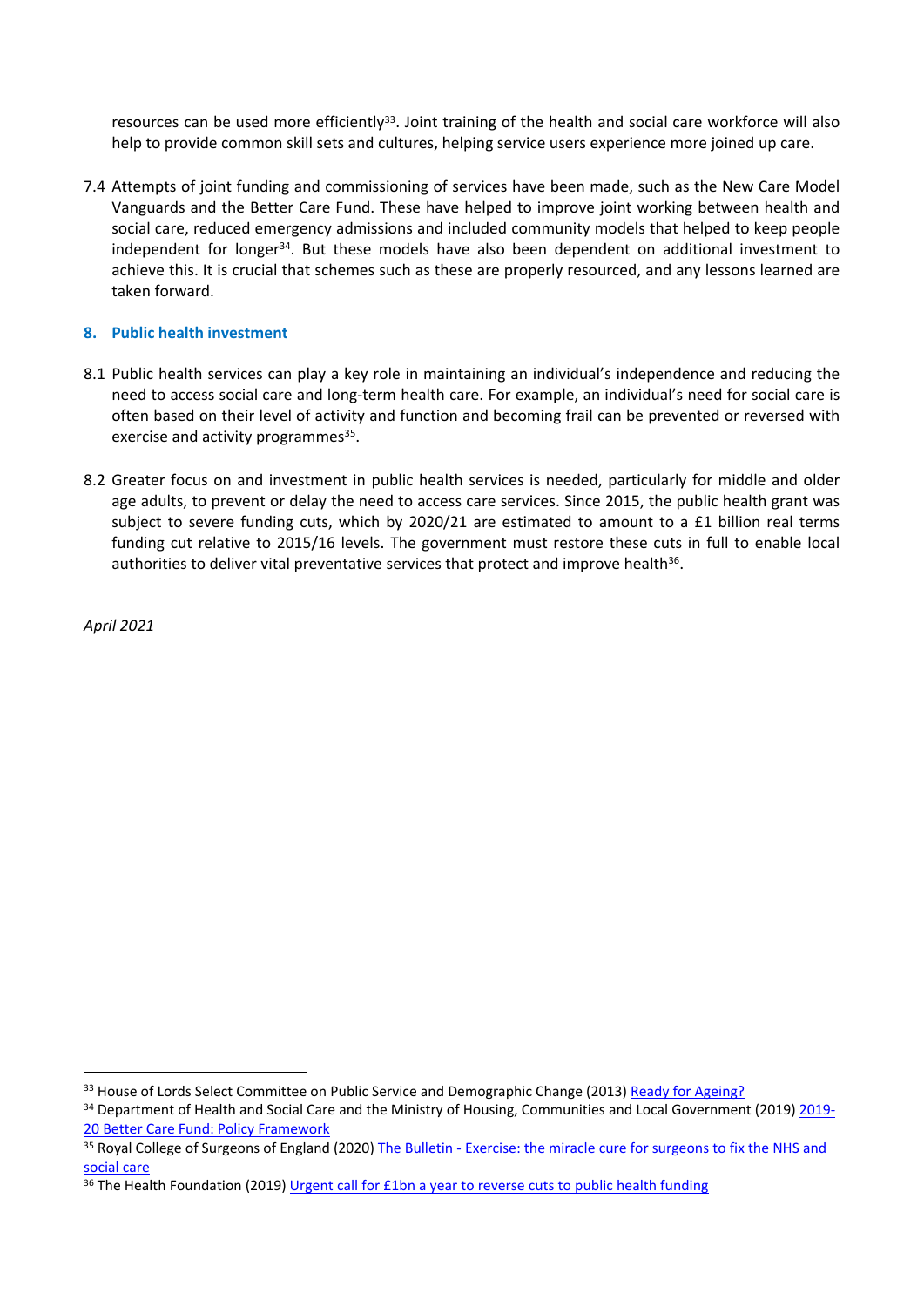resources can be used more efficiently[33]. Joint training of the health and social care workforce will also help to provide common skill sets and cultures, helping service users experience more joined up care.

7.4 Attempts of joint funding and commissioning of services have been made, such as the New Care Model Vanguards and the Better Care Fund. These have helped to improve joint working between health and social care, reduced emergency admissions and included community models that helped to keep people independent for longer[34]. But these models have also been dependent on additional investment to achieve this. It is crucial that schemes such as these are properly resourced, and any lessons learned are taken forward.

## 8. Public health investment

8.1 Public health services can play a key role in maintaining an individual's independence and reducing the need to access social care and long-term health care. For example, an individual's need for social care is often based on their level of activity and function and becoming frail can be prevented or reversed with exercise and activity programmes[35].

8.2 Greater focus on and investment in public health services is needed, particularly for middle and older age adults, to prevent or delay the need to access care services. Since 2015, the public health grant was subject to severe funding cuts, which by 2020/21 are estimated to amount to a £1 billion real terms funding cut relative to 2015/16 levels. The government must restore these cuts in full to enable local authorities to deliver vital preventative services that protect and improve health[36].

*April 2021*

---

[33] House of Lords Select Committee on Public Service and Demographic Change (2013) Ready for Ageing?

[34] Department of Health and Social Care and the Ministry of Housing, Communities and Local Government (2019) 2019-20 Better Care Fund: Policy Framework

[35] Royal College of Surgeons of England (2020) The Bulletin - Exercise: the miracle cure for surgeons to fix the NHS and social care

[36] The Health Foundation (2019) Urgent call for £1bn a year to reverse cuts to public health funding